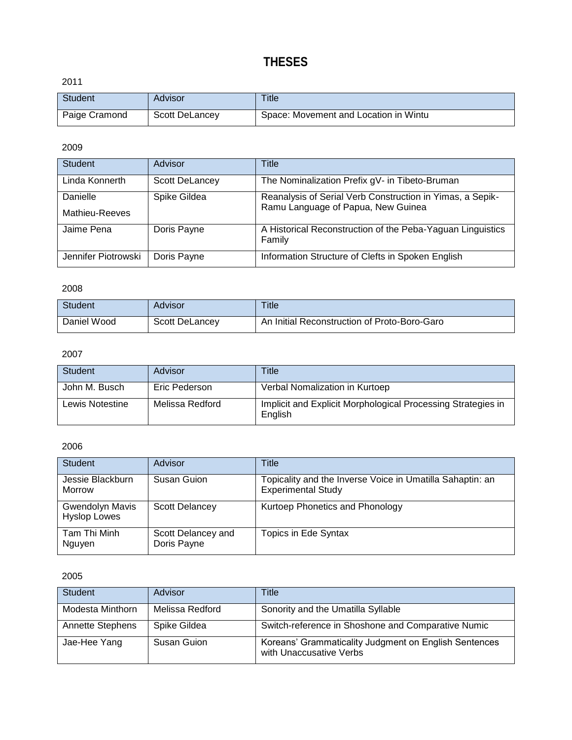# THESES

2011

| Student | Advisor | Title |
|---|---|---|
| Paige Cramond | Scott DeLancey | Space: Movement and Location in Wintu |

2009

| Student | Advisor | Title |
|---|---|---|
| Linda Konnerth | Scott DeLancey | The Nominalization Prefix gV- in Tibeto-Bruman |
| Danielle Mathieu-Reeves | Spike Gildea | Reanalysis of Serial Verb Construction in Yimas, a Sepik-Ramu Language of Papua, New Guinea |
| Jaime Pena | Doris Payne | A Historical Reconstruction of the Peba-Yaguan Linguistics Family |
| Jennifer Piotrowski | Doris Payne | Information Structure of Clefts in Spoken English |

2008

| Student | Advisor | Title |
|---|---|---|
| Daniel Wood | Scott DeLancey | An Initial Reconstruction of Proto-Boro-Garo |

2007

| Student | Advisor | Title |
|---|---|---|
| John M. Busch | Eric Pederson | Verbal Nomalization in Kurtoep |
| Lewis Notestine | Melissa Redford | Implicit and Explicit Morphological Processing Strategies in English |

2006

| Student | Advisor | Title |
|---|---|---|
| Jessie Blackburn Morrow | Susan Guion | Topicality and the Inverse Voice in Umatilla Sahaptin: an Experimental Study |
| Gwendolyn Mavis Hyslop Lowes | Scott Delancey | Kurtoep Phonetics and Phonology |
| Tam Thi Minh Nguyen | Scott Delancey and Doris Payne | Topics in Ede Syntax |

2005

| Student | Advisor | Title |
|---|---|---|
| Modesta Minthorn | Melissa Redford | Sonority and the Umatilla Syllable |
| Annette Stephens | Spike Gildea | Switch-reference in Shoshone and Comparative Numic |
| Jae-Hee Yang | Susan Guion | Koreans' Grammaticality Judgment on English Sentences with Unaccusative Verbs |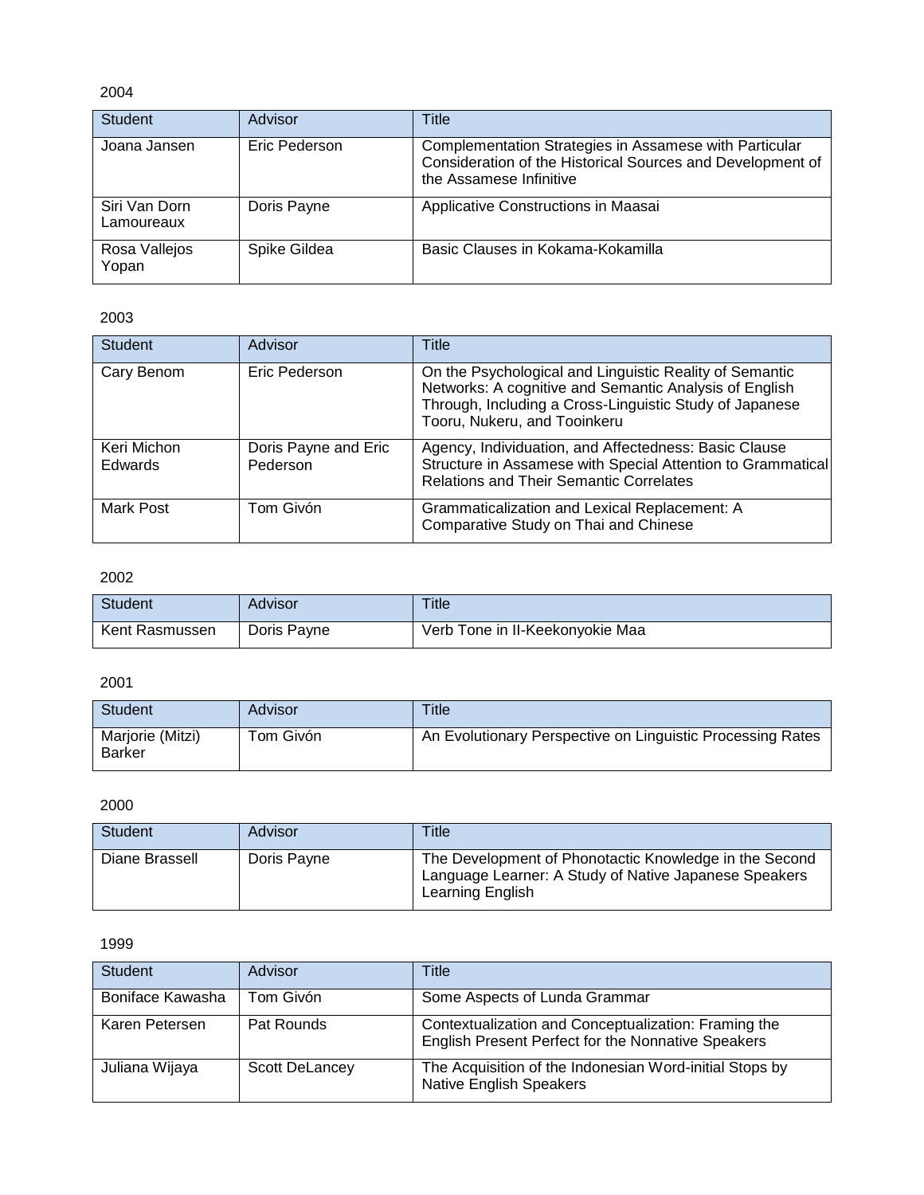2004

| Student | Advisor | Title |
| --- | --- | --- |
| Joana Jansen | Eric Pederson | Complementation Strategies in Assamese with Particular Consideration of the Historical Sources and Development of the Assamese Infinitive |
| Siri Van Dorn Lamoureaux | Doris Payne | Applicative Constructions in Maasai |
| Rosa Vallejos Yopan | Spike Gildea | Basic Clauses in Kokama-Kokamilla |

2003

| Student | Advisor | Title |
| --- | --- | --- |
| Cary Benom | Eric Pederson | On the Psychological and Linguistic Reality of Semantic Networks: A cognitive and Semantic Analysis of English Through, Including a Cross-Linguistic Study of Japanese Tooru, Nukeru, and Tooinkeru |
| Keri Michon Edwards | Doris Payne and Eric Pederson | Agency, Individuation, and Affectedness: Basic Clause Structure in Assamese with Special Attention to Grammatical Relations and Their Semantic Correlates |
| Mark Post | Tom Givón | Grammaticalization and Lexical Replacement: A Comparative Study on Thai and Chinese |

2002

| Student | Advisor | Title |
| --- | --- | --- |
| Kent Rasmussen | Doris Payne | Verb Tone in Il-Keekonyokie Maa |

2001

| Student | Advisor | Title |
| --- | --- | --- |
| Marjorie (Mitzi) Barker | Tom Givón | An Evolutionary Perspective on Linguistic Processing Rates |

2000

| Student | Advisor | Title |
| --- | --- | --- |
| Diane Brassell | Doris Payne | The Development of Phonotactic Knowledge in the Second Language Learner: A Study of Native Japanese Speakers Learning English |

1999

| Student | Advisor | Title |
| --- | --- | --- |
| Boniface Kawasha | Tom Givón | Some Aspects of Lunda Grammar |
| Karen Petersen | Pat Rounds | Contextualization and Conceptualization: Framing the English Present Perfect for the Nonnative Speakers |
| Juliana Wijaya | Scott DeLancey | The Acquisition of the Indonesian Word-initial Stops by Native English Speakers |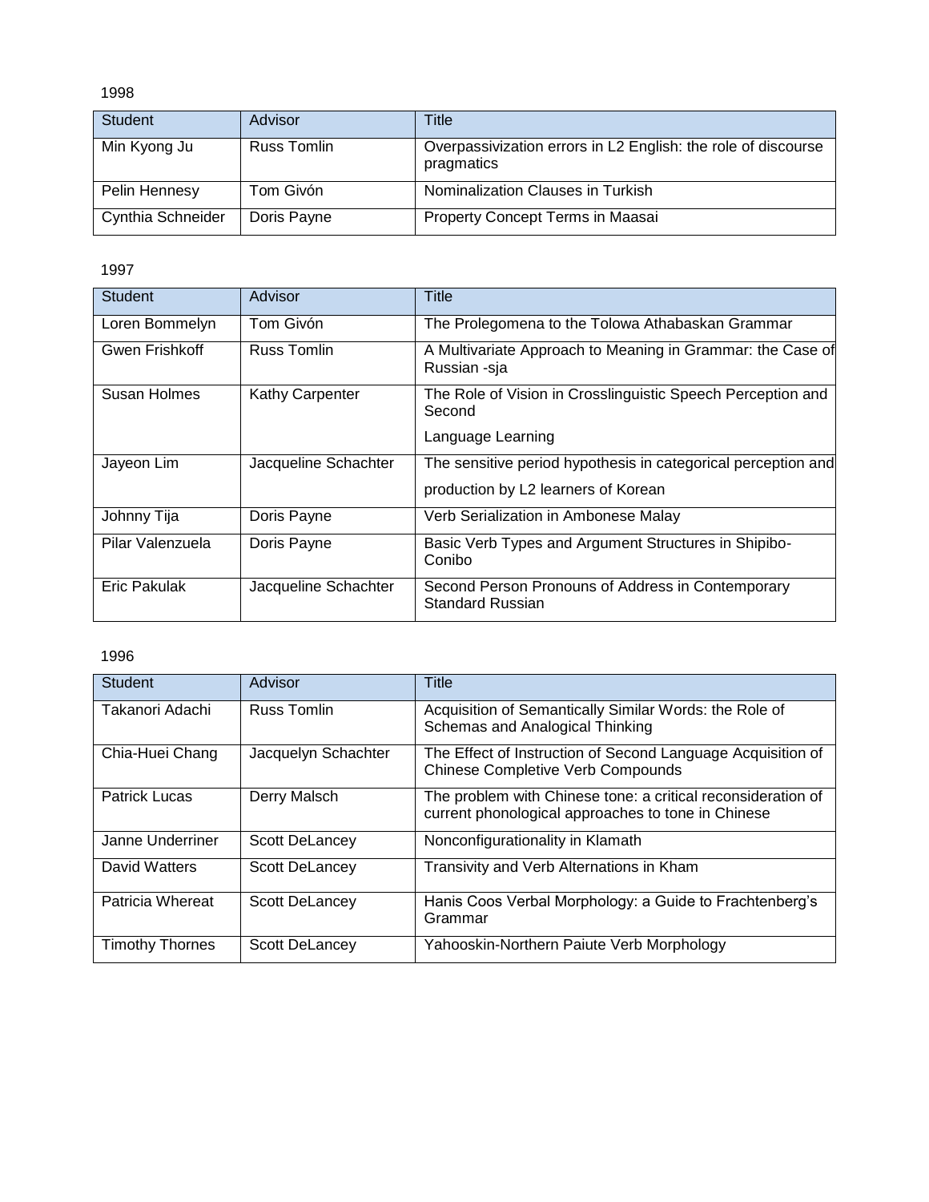1998

| Student | Advisor | Title |
|---|---|---|
| Min Kyong Ju | Russ Tomlin | Overpassivization errors in L2 English: the role of discourse pragmatics |
| Pelin Hennesy | Tom Givón | Nominalization Clauses in Turkish |
| Cynthia Schneider | Doris Payne | Property Concept Terms in Maasai |

1997

| Student | Advisor | Title |
|---|---|---|
| Loren Bommelyn | Tom Givón | The Prolegomena to the Tolowa Athabaskan Grammar |
| Gwen Frishkoff | Russ Tomlin | A Multivariate Approach to Meaning in Grammar: the Case of Russian -sja |
| Susan Holmes | Kathy Carpenter | The Role of Vision in Crosslinguistic Speech Perception and Second Language Learning |
| Jayeon Lim | Jacqueline Schachter | The sensitive period hypothesis in categorical perception and production by L2 learners of Korean |
| Johnny Tija | Doris Payne | Verb Serialization in Ambonese Malay |
| Pilar Valenzuela | Doris Payne | Basic Verb Types and Argument Structures in Shipibo-Conibo |
| Eric Pakulak | Jacqueline Schachter | Second Person Pronouns of Address in Contemporary Standard Russian |

1996

| Student | Advisor | Title |
|---|---|---|
| Takanori Adachi | Russ Tomlin | Acquisition of Semantically Similar Words: the Role of Schemas and Analogical Thinking |
| Chia-Huei Chang | Jacquelyn Schachter | The Effect of Instruction of Second Language Acquisition of Chinese Completive Verb Compounds |
| Patrick Lucas | Derry Malsch | The problem with Chinese tone: a critical reconsideration of current phonological approaches to tone in Chinese |
| Janne Underriner | Scott DeLancey | Nonconfigurationality in Klamath |
| David Watters | Scott DeLancey | Transivity and Verb Alternations in Kham |
| Patricia Whereat | Scott DeLancey | Hanis Coos Verbal Morphology: a Guide to Frachtenberg's Grammar |
| Timothy Thornes | Scott DeLancey | Yahooskin-Northern Paiute Verb Morphology |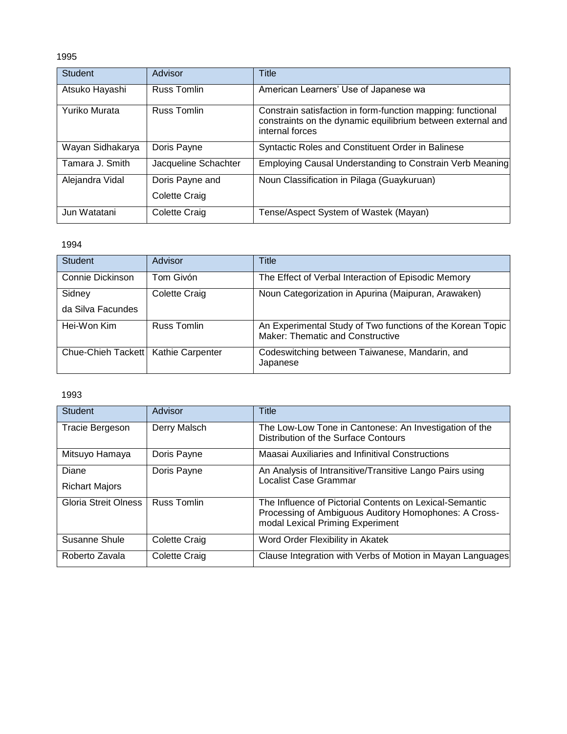1995

| Student | Advisor | Title |
| --- | --- | --- |
| Atsuko Hayashi | Russ Tomlin | American Learners' Use of Japanese wa |
| Yuriko Murata | Russ Tomlin | Constrain satisfaction in form-function mapping: functional constraints on the dynamic equilibrium between external and internal forces |
| Wayan Sidhakarya | Doris Payne | Syntactic Roles and Constituent Order in Balinese |
| Tamara J. Smith | Jacqueline Schachter | Employing Causal Understanding to Constrain Verb Meaning |
| Alejandra Vidal | Doris Payne and Colette Craig | Noun Classification in Pilaga (Guaykuruan) |
| Jun Watatani | Colette Craig | Tense/Aspect System of Wastek (Mayan) |

1994

| Student | Advisor | Title |
| --- | --- | --- |
| Connie Dickinson | Tom Givón | The Effect of Verbal Interaction of Episodic Memory |
| Sidney da Silva Facundes | Colette Craig | Noun Categorization in Apurina (Maipuran, Arawaken) |
| Hei-Won Kim | Russ Tomlin | An Experimental Study of Two functions of the Korean Topic Maker: Thematic and Constructive |
| Chue-Chieh Tackett | Kathie Carpenter | Codeswitching between Taiwanese, Mandarin, and Japanese |

1993

| Student | Advisor | Title |
| --- | --- | --- |
| Tracie Bergeson | Derry Malsch | The Low-Low Tone in Cantonese: An Investigation of the Distribution of the Surface Contours |
| Mitsuyo Hamaya | Doris Payne | Maasai Auxiliaries and Infinitival Constructions |
| Diane Richart Majors | Doris Payne | An Analysis of Intransitive/Transitive Lango Pairs using Localist Case Grammar |
| Gloria Streit Olness | Russ Tomlin | The Influence of Pictorial Contents on Lexical-Semantic Processing of Ambiguous Auditory Homophones: A Cross-modal Lexical Priming Experiment |
| Susanne Shule | Colette Craig | Word Order Flexibility in Akatek |
| Roberto Zavala | Colette Craig | Clause Integration with Verbs of Motion in Mayan Languages |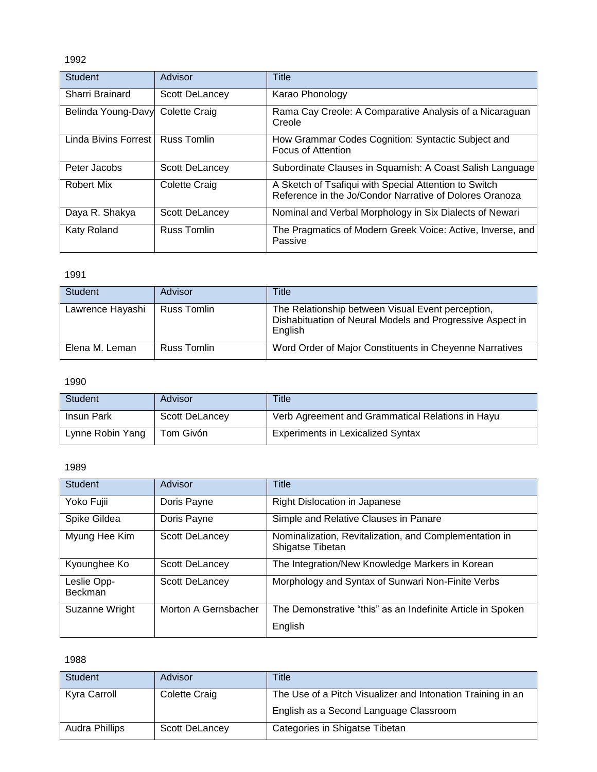1992

| Student | Advisor | Title |
| --- | --- | --- |
| Sharri Brainard | Scott DeLancey | Karao Phonology |
| Belinda Young-Davy | Colette Craig | Rama Cay Creole: A Comparative Analysis of a Nicaraguan Creole |
| Linda Bivins Forrest | Russ Tomlin | How Grammar Codes Cognition: Syntactic Subject and Focus of Attention |
| Peter Jacobs | Scott DeLancey | Subordinate Clauses in Squamish: A Coast Salish Language |
| Robert Mix | Colette Craig | A Sketch of Tsafiqui with Special Attention to Switch Reference in the Jo/Condor Narrative of Dolores Oranoza |
| Daya R. Shakya | Scott DeLancey | Nominal and Verbal Morphology in Six Dialects of Newari |
| Katy Roland | Russ Tomlin | The Pragmatics of Modern Greek Voice: Active, Inverse, and Passive |

1991

| Student | Advisor | Title |
| --- | --- | --- |
| Lawrence Hayashi | Russ Tomlin | The Relationship between Visual Event perception, Dishabituation of Neural Models and Progressive Aspect in English |
| Elena M. Leman | Russ Tomlin | Word Order of Major Constituents in Cheyenne Narratives |

1990

| Student | Advisor | Title |
| --- | --- | --- |
| Insun Park | Scott DeLancey | Verb Agreement and Grammatical Relations in Hayu |
| Lynne Robin Yang | Tom Givón | Experiments in Lexicalized Syntax |

1989

| Student | Advisor | Title |
| --- | --- | --- |
| Yoko Fujii | Doris Payne | Right Dislocation in Japanese |
| Spike Gildea | Doris Payne | Simple and Relative Clauses in Panare |
| Myung Hee Kim | Scott DeLancey | Nominalization, Revitalization, and Complementation in Shigatse Tibetan |
| Kyounghee Ko | Scott DeLancey | The Integration/New Knowledge Markers in Korean |
| Leslie Opp-Beckman | Scott DeLancey | Morphology and Syntax of Sunwari Non-Finite Verbs |
| Suzanne Wright | Morton A Gernsbacher | The Demonstrative “this” as an Indefinite Article in Spoken English |

1988

| Student | Advisor | Title |
| --- | --- | --- |
| Kyra Carroll | Colette Craig | The Use of a Pitch Visualizer and Intonation Training in an English as a Second Language Classroom |
| Audra Phillips | Scott DeLancey | Categories in Shigatse Tibetan |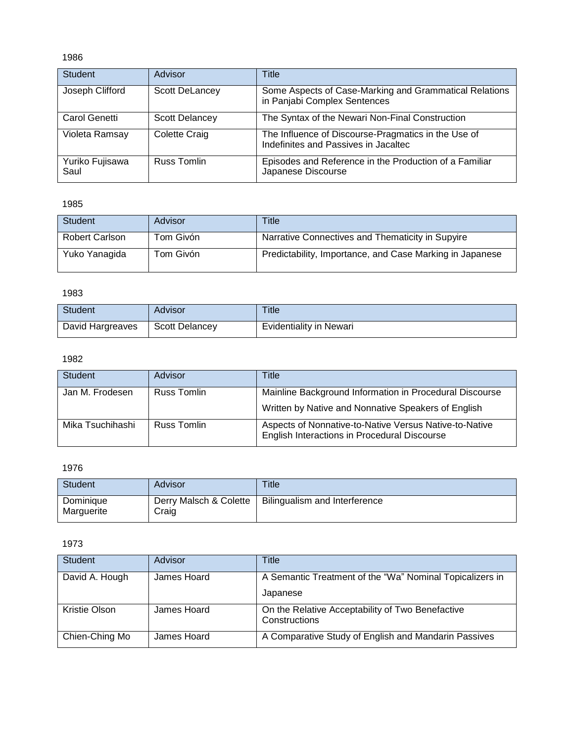1986

| Student | Advisor | Title |
| --- | --- | --- |
| Joseph Clifford | Scott DeLancey | Some Aspects of Case-Marking and Grammatical Relations in Panjabi Complex Sentences |
| Carol Genetti | Scott Delancey | The Syntax of the Newari Non-Final Construction |
| Violeta Ramsay | Colette Craig | The Influence of Discourse-Pragmatics in the Use of Indefinites and Passives in Jacaltec |
| Yuriko Fujisawa Saul | Russ Tomlin | Episodes and Reference in the Production of a Familiar Japanese Discourse |

1985

| Student | Advisor | Title |
| --- | --- | --- |
| Robert Carlson | Tom Givón | Narrative Connectives and Thematicity in Supyire |
| Yuko Yanagida | Tom Givón | Predictability, Importance, and Case Marking in Japanese |

1983

| Student | Advisor | Title |
| --- | --- | --- |
| David Hargreaves | Scott Delancey | Evidentiality in Newari |

1982

| Student | Advisor | Title |
| --- | --- | --- |
| Jan M. Frodesen | Russ Tomlin | Mainline Background Information in Procedural Discourse Written by Native and Nonnative Speakers of English |
| Mika Tsuchihashi | Russ Tomlin | Aspects of Nonnative-to-Native Versus Native-to-Native English Interactions in Procedural Discourse |

1976

| Student | Advisor | Title |
| --- | --- | --- |
| Dominique Marguerite | Derry Malsch & Colette Craig | Bilingualism and Interference |

1973

| Student | Advisor | Title |
| --- | --- | --- |
| David A. Hough | James Hoard | A Semantic Treatment of the "Wa" Nominal Topicalizers in Japanese |
| Kristie Olson | James Hoard | On the Relative Acceptability of Two Benefactive Constructions |
| Chien-Ching Mo | James Hoard | A Comparative Study of English and Mandarin Passives |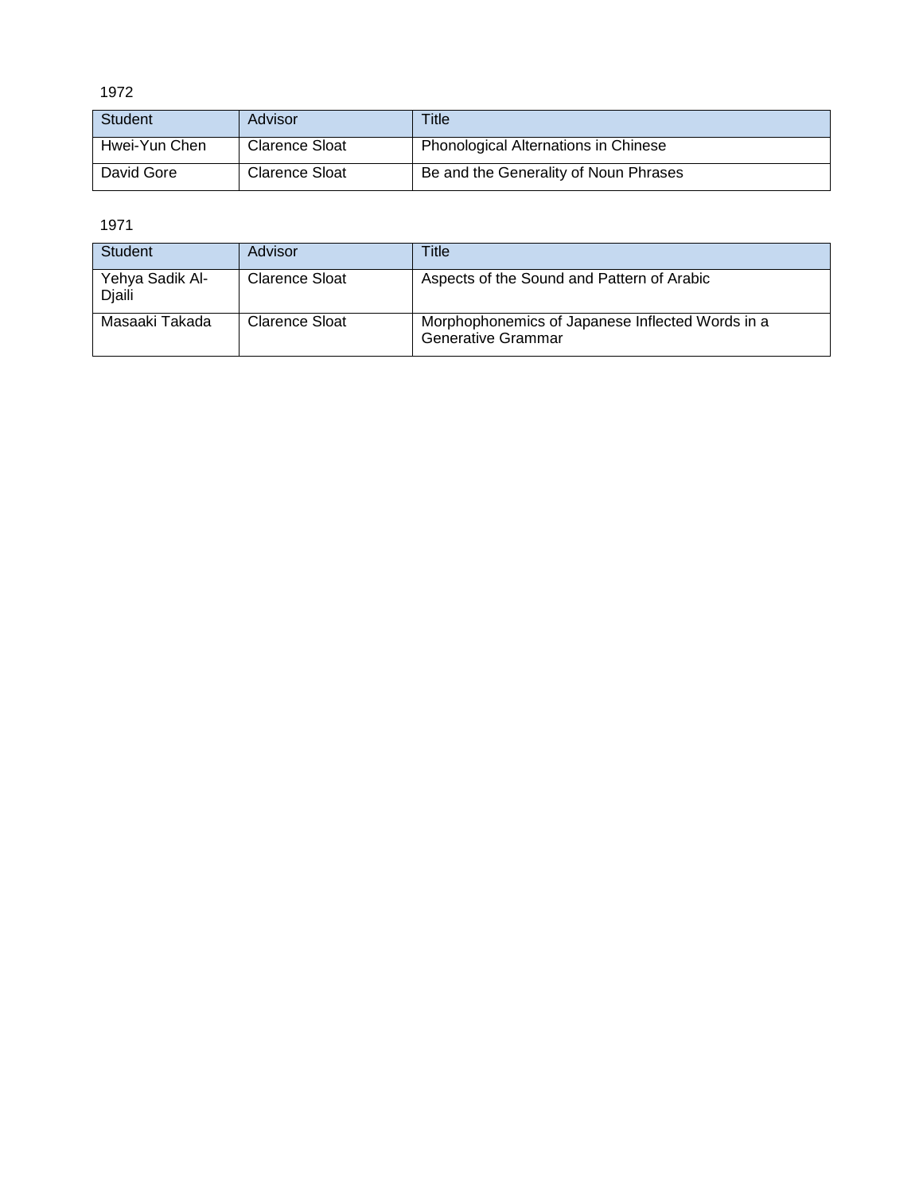1972

| Student | Advisor | Title |
| --- | --- | --- |
| Hwei-Yun Chen | Clarence Sloat | Phonological Alternations in Chinese |
| David Gore | Clarence Sloat | Be and the Generality of Noun Phrases |

1971

| Student | Advisor | Title |
| --- | --- | --- |
| Yehya Sadik Al-Djaili | Clarence Sloat | Aspects of the Sound and Pattern of Arabic |
| Masaaki Takada | Clarence Sloat | Morphophonemics of Japanese Inflected Words in a Generative Grammar |